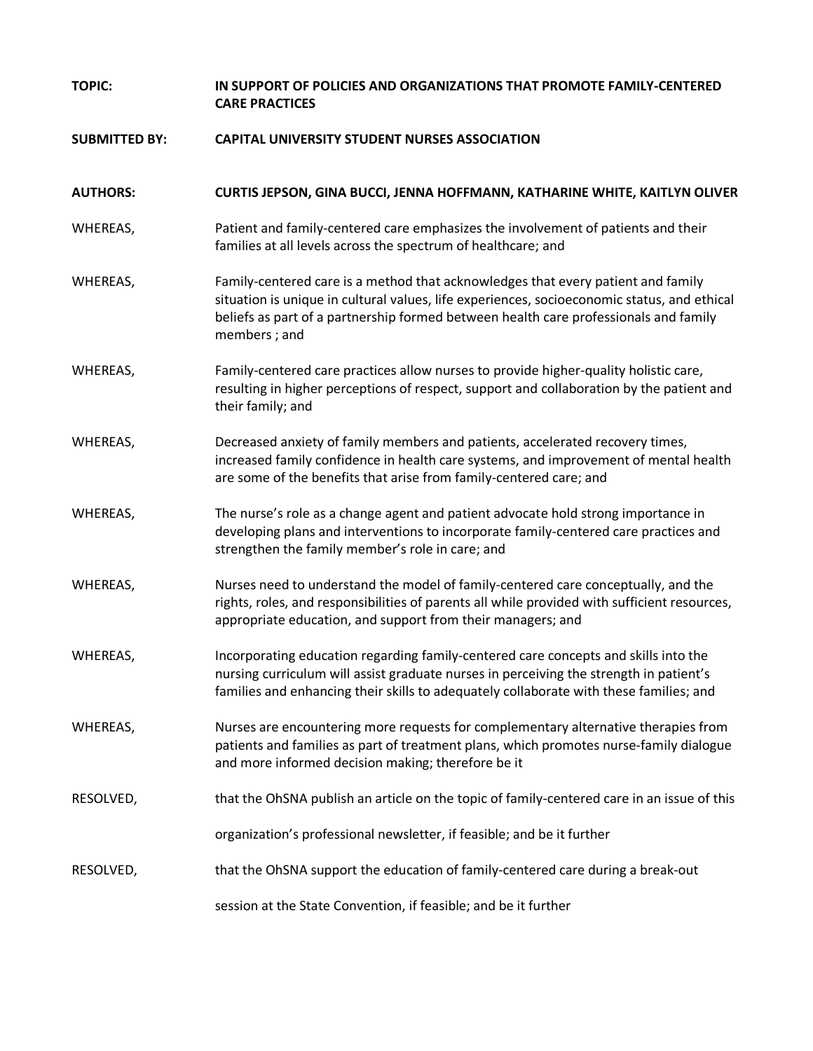**TOPIC:** IN SUPPORT OF POLICIES AND ORGANIZATIONS THAT PROMOTE FAMILY-CENTERED CARE PRACTICES

**SUBMITTED BY:** CAPITAL UNIVERSITY STUDENT NURSES ASSOCIATION

**AUTHORS:** CURTIS JEPSON, GINA BUCCI, JENNA HOFFMANN, KATHARINE WHITE, KAITLYN OLIVER

WHEREAS, Patient and family-centered care emphasizes the involvement of patients and their families at all levels across the spectrum of healthcare; and

WHEREAS, Family-centered care is a method that acknowledges that every patient and family situation is unique in cultural values, life experiences, socioeconomic status, and ethical beliefs as part of a partnership formed between health care professionals and family members ; and

WHEREAS, Family-centered care practices allow nurses to provide higher-quality holistic care, resulting in higher perceptions of respect, support and collaboration by the patient and their family; and

WHEREAS, Decreased anxiety of family members and patients, accelerated recovery times, increased family confidence in health care systems, and improvement of mental health are some of the benefits that arise from family-centered care; and

WHEREAS, The nurse's role as a change agent and patient advocate hold strong importance in developing plans and interventions to incorporate family-centered care practices and strengthen the family member's role in care; and

WHEREAS, Nurses need to understand the model of family-centered care conceptually, and the rights, roles, and responsibilities of parents all while provided with sufficient resources, appropriate education, and support from their managers; and

WHEREAS, Incorporating education regarding family-centered care concepts and skills into the nursing curriculum will assist graduate nurses in perceiving the strength in patient's families and enhancing their skills to adequately collaborate with these families; and

WHEREAS, Nurses are encountering more requests for complementary alternative therapies from patients and families as part of treatment plans, which promotes nurse-family dialogue and more informed decision making; therefore be it

RESOLVED, that the OhSNA publish an article on the topic of family-centered care in an issue of this organization's professional newsletter, if feasible; and be it further

RESOLVED, that the OhSNA support the education of family-centered care during a break-out session at the State Convention, if feasible; and be it further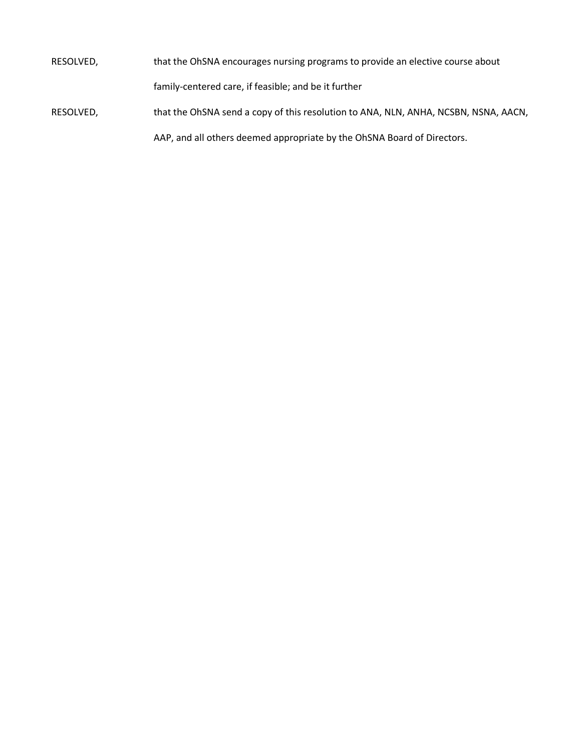RESOLVED, that the OhSNA encourages nursing programs to provide an elective course about family-centered care, if feasible; and be it further

RESOLVED, that the OhSNA send a copy of this resolution to ANA, NLN, ANHA, NCSBN, NSNA, AACN, AAP, and all others deemed appropriate by the OhSNA Board of Directors.